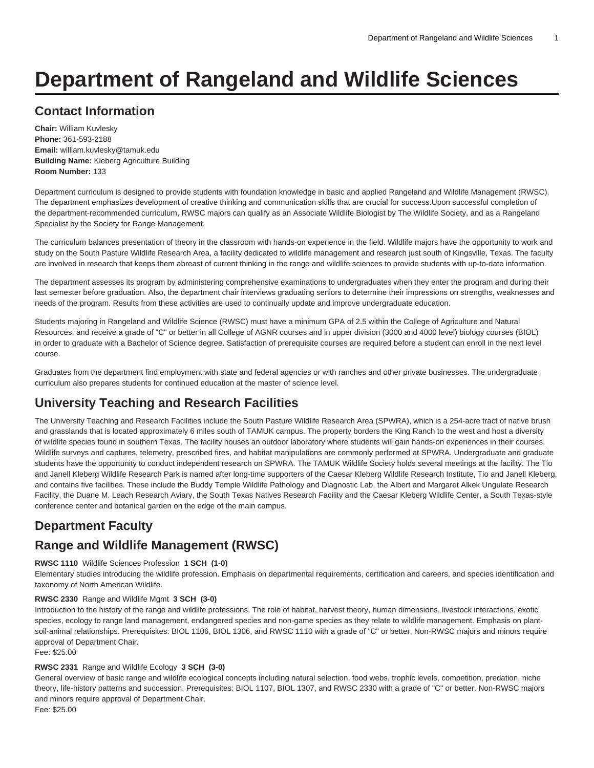# Department of Rangeland and Wildlife Sciences

## Contact Information

**Chair:** William Kuvlesky
**Phone:** 361-593-2188
**Email:** william.kuvlesky@tamuk.edu
**Building Name:** Kleberg Agriculture Building
**Room Number:** 133

Department curriculum is designed to provide students with foundation knowledge in basic and applied Rangeland and Wildlife Management (RWSC). The department emphasizes development of creative thinking and communication skills that are crucial for success.Upon successful completion of the department-recommended curriculum, RWSC majors can qualify as an Associate Wildlife Biologist by The Wildlife Society, and as a Rangeland Specialist by the Society for Range Management.

The curriculum balances presentation of theory in the classroom with hands-on experience in the field. Wildlife majors have the opportunity to work and study on the South Pasture Wildlife Research Area, a facility dedicated to wildlife management and research just south of Kingsville, Texas. The faculty are involved in research that keeps them abreast of current thinking in the range and wildlife sciences to provide students with up-to-date information.

The department assesses its program by administering comprehensive examinations to undergraduates when they enter the program and during their last semester before graduation. Also, the department chair interviews graduating seniors to determine their impressions on strengths, weaknesses and needs of the program. Results from these activities are used to continually update and improve undergraduate education.

Students majoring in Rangeland and Wildlife Science (RWSC) must have a minimum GPA of 2.5 within the College of Agriculture and Natural Resources, and receive a grade of "C" or better in all College of AGNR courses and in upper division (3000 and 4000 level) biology courses (BIOL) in order to graduate with a Bachelor of Science degree. Satisfaction of prerequisite courses are required before a student can enroll in the next level course.

Graduates from the department find employment with state and federal agencies or with ranches and other private businesses. The undergraduate curriculum also prepares students for continued education at the master of science level.

## University Teaching and Research Facilities

The University Teaching and Research Facilities include the South Pasture Wildlife Research Area (SPWRA), which is a 254-acre tract of native brush and grasslands that is located approximately 6 miles south of TAMUK campus. The property borders the King Ranch to the west and host a diversity of wildlife species found in southern Texas. The facility houses an outdoor laboratory where students will gain hands-on experiences in their courses. Wildlife surveys and captures, telemetry, prescribed fires, and habitat manipulations are commonly performed at SPWRA. Undergraduate and graduate students have the opportunity to conduct independent research on SPWRA. The TAMUK Wildlife Society holds several meetings at the facility. The Tio and Janell Kleberg Wildlife Research Park is named after long-time supporters of the Caesar Kleberg Wildlife Research Institute, Tio and Janell Kleberg, and contains five facilities. These include the Buddy Temple Wildlife Pathology and Diagnostic Lab, the Albert and Margaret Alkek Ungulate Research Facility, the Duane M. Leach Research Aviary, the South Texas Natives Research Facility and the Caesar Kleberg Wildlife Center, a South Texas-style conference center and botanical garden on the edge of the main campus.

## Department Faculty

## Range and Wildlife Management (RWSC)

**RWSC 1110** Wildlife Sciences Profession **1 SCH (1-0)**
Elementary studies introducing the wildlife profession. Emphasis on departmental requirements, certification and careers, and species identification and taxonomy of North American Wildlife.

**RWSC 2330** Range and Wildlife Mgmt **3 SCH (3-0)**
Introduction to the history of the range and wildlife professions. The role of habitat, harvest theory, human dimensions, livestock interactions, exotic species, ecology to range land management, endangered species and non-game species as they relate to wildlife management. Emphasis on plant-soil-animal relationships. Prerequisites: BIOL 1106, BIOL 1306, and RWSC 1110 with a grade of "C" or better. Non-RWSC majors and minors require approval of Department Chair.
Fee: $25.00

**RWSC 2331** Range and Wildlife Ecology **3 SCH (3-0)**
General overview of basic range and wildlife ecological concepts including natural selection, food webs, trophic levels, competition, predation, niche theory, life-history patterns and succession. Prerequisites: BIOL 1107, BIOL 1307, and RWSC 2330 with a grade of "C" or better. Non-RWSC majors and minors require approval of Department Chair.
Fee: $25.00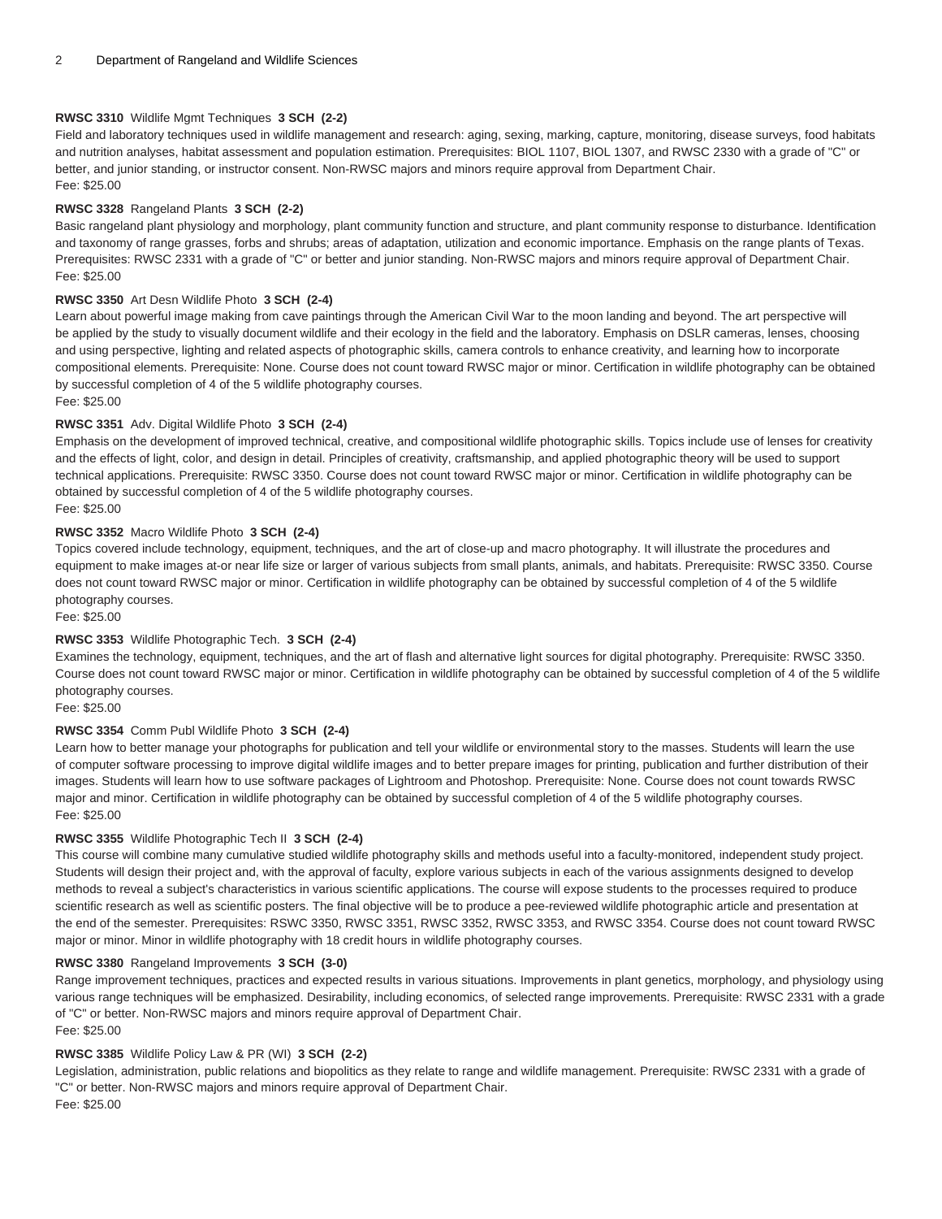**RWSC 3310** Wildlife Mgmt Techniques **3 SCH (2-2)**
Field and laboratory techniques used in wildlife management and research: aging, sexing, marking, capture, monitoring, disease surveys, food habitats and nutrition analyses, habitat assessment and population estimation. Prerequisites: BIOL 1107, BIOL 1307, and RWSC 2330 with a grade of "C" or better, and junior standing, or instructor consent. Non-RWSC majors and minors require approval from Department Chair.
Fee: $25.00

**RWSC 3328** Rangeland Plants **3 SCH (2-2)**
Basic rangeland plant physiology and morphology, plant community function and structure, and plant community response to disturbance. Identification and taxonomy of range grasses, forbs and shrubs; areas of adaptation, utilization and economic importance. Emphasis on the range plants of Texas. Prerequisites: RWSC 2331 with a grade of "C" or better and junior standing. Non-RWSC majors and minors require approval of Department Chair.
Fee: $25.00

**RWSC 3350** Art Desn Wildlife Photo **3 SCH (2-4)**
Learn about powerful image making from cave paintings through the American Civil War to the moon landing and beyond. The art perspective will be applied by the study to visually document wildlife and their ecology in the field and the laboratory. Emphasis on DSLR cameras, lenses, choosing and using perspective, lighting and related aspects of photographic skills, camera controls to enhance creativity, and learning how to incorporate compositional elements. Prerequisite: None. Course does not count toward RWSC major or minor. Certification in wildlife photography can be obtained by successful completion of 4 of the 5 wildlife photography courses.
Fee: $25.00

**RWSC 3351** Adv. Digital Wildlife Photo **3 SCH (2-4)**
Emphasis on the development of improved technical, creative, and compositional wildlife photographic skills. Topics include use of lenses for creativity and the effects of light, color, and design in detail. Principles of creativity, craftsmanship, and applied photographic theory will be used to support technical applications. Prerequisite: RWSC 3350. Course does not count toward RWSC major or minor. Certification in wildlife photography can be obtained by successful completion of 4 of the 5 wildlife photography courses.
Fee: $25.00

**RWSC 3352** Macro Wildlife Photo **3 SCH (2-4)**
Topics covered include technology, equipment, techniques, and the art of close-up and macro photography. It will illustrate the procedures and equipment to make images at-or near life size or larger of various subjects from small plants, animals, and habitats. Prerequisite: RWSC 3350. Course does not count toward RWSC major or minor. Certification in wildlife photography can be obtained by successful completion of 4 of the 5 wildlife photography courses.
Fee: $25.00

**RWSC 3353** Wildlife Photographic Tech. **3 SCH (2-4)**
Examines the technology, equipment, techniques, and the art of flash and alternative light sources for digital photography. Prerequisite: RWSC 3350. Course does not count toward RWSC major or minor. Certification in wildlife photography can be obtained by successful completion of 4 of the 5 wildlife photography courses.
Fee: $25.00

**RWSC 3354** Comm Publ Wildlife Photo **3 SCH (2-4)**
Learn how to better manage your photographs for publication and tell your wildlife or environmental story to the masses. Students will learn the use of computer software processing to improve digital wildlife images and to better prepare images for printing, publication and further distribution of their images. Students will learn how to use software packages of Lightroom and Photoshop. Prerequisite: None. Course does not count towards RWSC major and minor. Certification in wildlife photography can be obtained by successful completion of 4 of the 5 wildlife photography courses.
Fee: $25.00

**RWSC 3355** Wildlife Photographic Tech II **3 SCH (2-4)**
This course will combine many cumulative studied wildlife photography skills and methods useful into a faculty-monitored, independent study project. Students will design their project and, with the approval of faculty, explore various subjects in each of the various assignments designed to develop methods to reveal a subject's characteristics in various scientific applications. The course will expose students to the processes required to produce scientific research as well as scientific posters. The final objective will be to produce a pee-reviewed wildlife photographic article and presentation at the end of the semester. Prerequisites: RSWC 3350, RWSC 3351, RWSC 3352, RWSC 3353, and RWSC 3354. Course does not count toward RWSC major or minor. Minor in wildlife photography with 18 credit hours in wildlife photography courses.

**RWSC 3380** Rangeland Improvements **3 SCH (3-0)**
Range improvement techniques, practices and expected results in various situations. Improvements in plant genetics, morphology, and physiology using various range techniques will be emphasized. Desirability, including economics, of selected range improvements. Prerequisite: RWSC 2331 with a grade of "C" or better. Non-RWSC majors and minors require approval of Department Chair.
Fee: $25.00

**RWSC 3385** Wildlife Policy Law & PR (WI) **3 SCH (2-2)**
Legislation, administration, public relations and biopolitics as they relate to range and wildlife management. Prerequisite: RWSC 2331 with a grade of "C" or better. Non-RWSC majors and minors require approval of Department Chair.
Fee: $25.00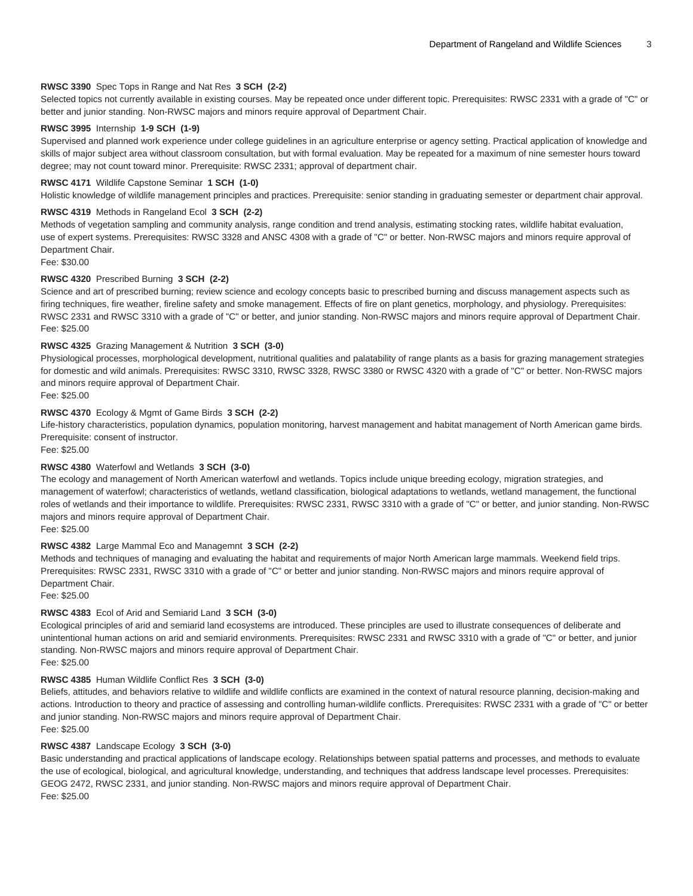**RWSC 3390** Spec Tops in Range and Nat Res **3 SCH (2-2)**
Selected topics not currently available in existing courses. May be repeated once under different topic. Prerequisites: RWSC 2331 with a grade of "C" or better and junior standing. Non-RWSC majors and minors require approval of Department Chair.

**RWSC 3995** Internship **1-9 SCH (1-9)**
Supervised and planned work experience under college guidelines in an agriculture enterprise or agency setting. Practical application of knowledge and skills of major subject area without classroom consultation, but with formal evaluation. May be repeated for a maximum of nine semester hours toward degree; may not count toward minor. Prerequisite: RWSC 2331; approval of department chair.

**RWSC 4171** Wildlife Capstone Seminar **1 SCH (1-0)**
Holistic knowledge of wildlife management principles and practices. Prerequisite: senior standing in graduating semester or department chair approval.

**RWSC 4319** Methods in Rangeland Ecol **3 SCH (2-2)**
Methods of vegetation sampling and community analysis, range condition and trend analysis, estimating stocking rates, wildlife habitat evaluation, use of expert systems. Prerequisites: RWSC 3328 and ANSC 4308 with a grade of "C" or better. Non-RWSC majors and minors require approval of Department Chair.
Fee: $30.00

**RWSC 4320** Prescribed Burning **3 SCH (2-2)**
Science and art of prescribed burning; review science and ecology concepts basic to prescribed burning and discuss management aspects such as firing techniques, fire weather, fireline safety and smoke management. Effects of fire on plant genetics, morphology, and physiology. Prerequisites: RWSC 2331 and RWSC 3310 with a grade of "C" or better, and junior standing. Non-RWSC majors and minors require approval of Department Chair.
Fee: $25.00

**RWSC 4325** Grazing Management & Nutrition **3 SCH (3-0)**
Physiological processes, morphological development, nutritional qualities and palatability of range plants as a basis for grazing management strategies for domestic and wild animals. Prerequisites: RWSC 3310, RWSC 3328, RWSC 3380 or RWSC 4320 with a grade of "C" or better. Non-RWSC majors and minors require approval of Department Chair.
Fee: $25.00

**RWSC 4370** Ecology & Mgmt of Game Birds **3 SCH (2-2)**
Life-history characteristics, population dynamics, population monitoring, harvest management and habitat management of North American game birds. Prerequisite: consent of instructor.
Fee: $25.00

**RWSC 4380** Waterfowl and Wetlands **3 SCH (3-0)**
The ecology and management of North American waterfowl and wetlands. Topics include unique breeding ecology, migration strategies, and management of waterfowl; characteristics of wetlands, wetland classification, biological adaptations to wetlands, wetland management, the functional roles of wetlands and their importance to wildlife. Prerequisites: RWSC 2331, RWSC 3310 with a grade of "C" or better, and junior standing. Non-RWSC majors and minors require approval of Department Chair.
Fee: $25.00

**RWSC 4382** Large Mammal Eco and Managemnt **3 SCH (2-2)**
Methods and techniques of managing and evaluating the habitat and requirements of major North American large mammals. Weekend field trips. Prerequisites: RWSC 2331, RWSC 3310 with a grade of "C" or better and junior standing. Non-RWSC majors and minors require approval of Department Chair.
Fee: $25.00

**RWSC 4383** Ecol of Arid and Semiarid Land **3 SCH (3-0)**
Ecological principles of arid and semiarid land ecosystems are introduced. These principles are used to illustrate consequences of deliberate and unintentional human actions on arid and semiarid environments. Prerequisites: RWSC 2331 and RWSC 3310 with a grade of "C" or better, and junior standing. Non-RWSC majors and minors require approval of Department Chair.
Fee: $25.00

**RWSC 4385** Human Wildlife Conflict Res **3 SCH (3-0)**
Beliefs, attitudes, and behaviors relative to wildlife and wildlife conflicts are examined in the context of natural resource planning, decision-making and actions. Introduction to theory and practice of assessing and controlling human-wildlife conflicts. Prerequisites: RWSC 2331 with a grade of "C" or better and junior standing. Non-RWSC majors and minors require approval of Department Chair.
Fee: $25.00

**RWSC 4387** Landscape Ecology **3 SCH (3-0)**
Basic understanding and practical applications of landscape ecology. Relationships between spatial patterns and processes, and methods to evaluate the use of ecological, biological, and agricultural knowledge, understanding, and techniques that address landscape level processes. Prerequisites: GEOG 2472, RWSC 2331, and junior standing. Non-RWSC majors and minors require approval of Department Chair.
Fee: $25.00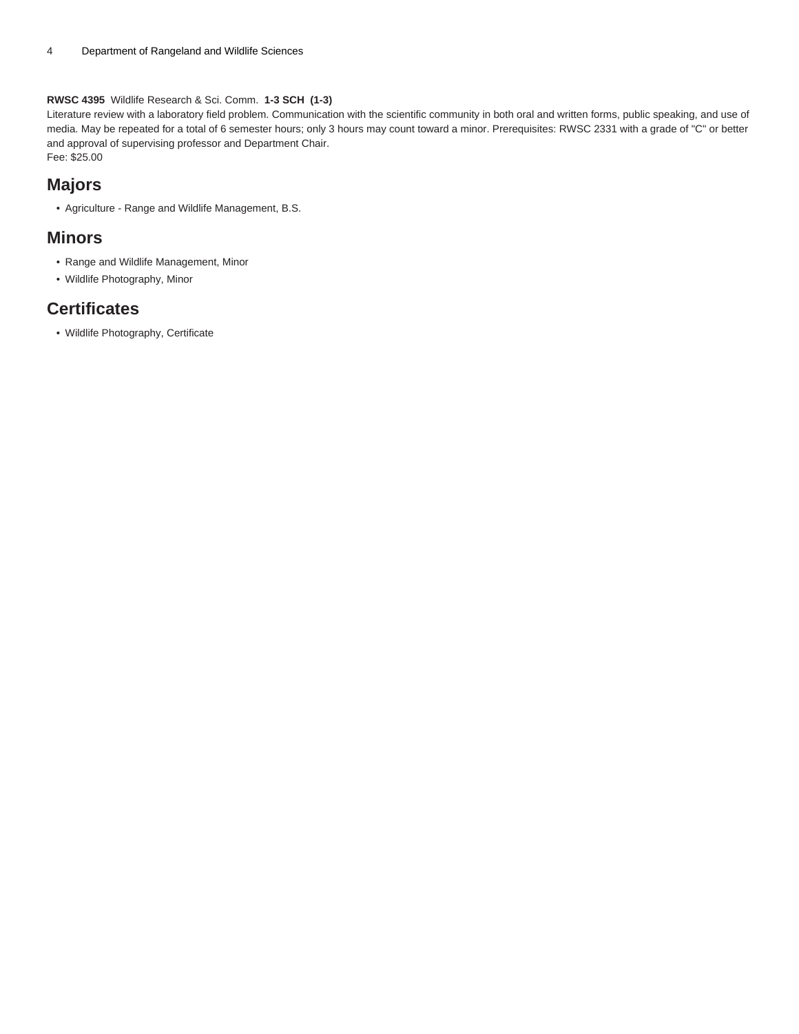**RWSC 4395** Wildlife Research & Sci. Comm. **1-3 SCH (1-3)**
Literature review with a laboratory field problem. Communication with the scientific community in both oral and written forms, public speaking, and use of media. May be repeated for a total of 6 semester hours; only 3 hours may count toward a minor. Prerequisites: RWSC 2331 with a grade of "C" or better and approval of supervising professor and Department Chair.
Fee: $25.00

## Majors

- Agriculture - Range and Wildlife Management, B.S.

## Minors

- Range and Wildlife Management, Minor
- Wildlife Photography, Minor

## Certificates

- Wildlife Photography, Certificate